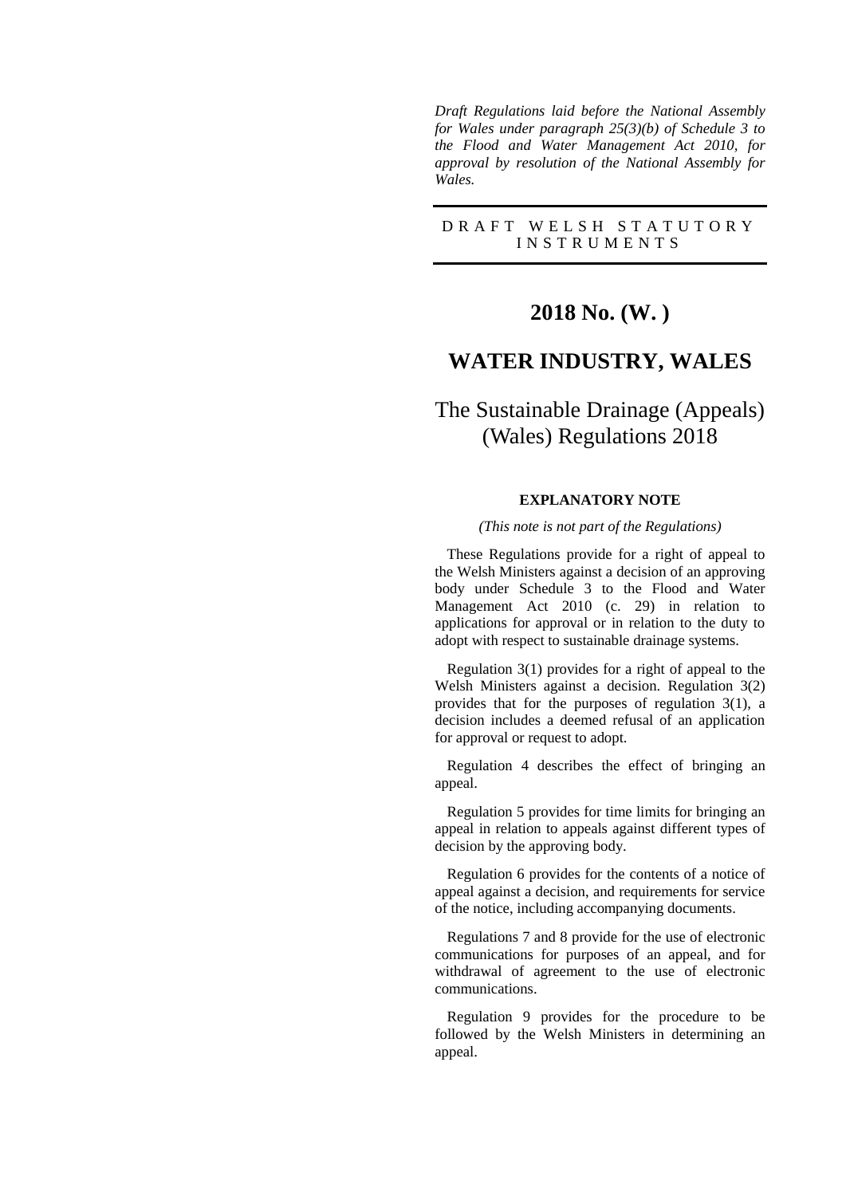*Draft Regulations laid before the National Assembly for Wales under paragraph 25(3)(b) of Schedule 3 to the Flood and Water Management Act 2010, for approval by resolution of the National Assembly for Wales.*

DRAFT WELSH STATUTORY INSTRUMENTS

# 2018 No. (W. )

# WATER INDUSTRY, WALES

## The Sustainable Drainage (Appeals) (Wales) Regulations 2018

### EXPLANATORY NOTE

*(This note is not part of the Regulations)*

These Regulations provide for a right of appeal to the Welsh Ministers against a decision of an approving body under Schedule 3 to the Flood and Water Management Act 2010 (c. 29) in relation to applications for approval or in relation to the duty to adopt with respect to sustainable drainage systems.

Regulation 3(1) provides for a right of appeal to the Welsh Ministers against a decision. Regulation 3(2) provides that for the purposes of regulation 3(1), a decision includes a deemed refusal of an application for approval or request to adopt.

Regulation 4 describes the effect of bringing an appeal.

Regulation 5 provides for time limits for bringing an appeal in relation to appeals against different types of decision by the approving body.

Regulation 6 provides for the contents of a notice of appeal against a decision, and requirements for service of the notice, including accompanying documents.

Regulations 7 and 8 provide for the use of electronic communications for purposes of an appeal, and for withdrawal of agreement to the use of electronic communications.

Regulation 9 provides for the procedure to be followed by the Welsh Ministers in determining an appeal.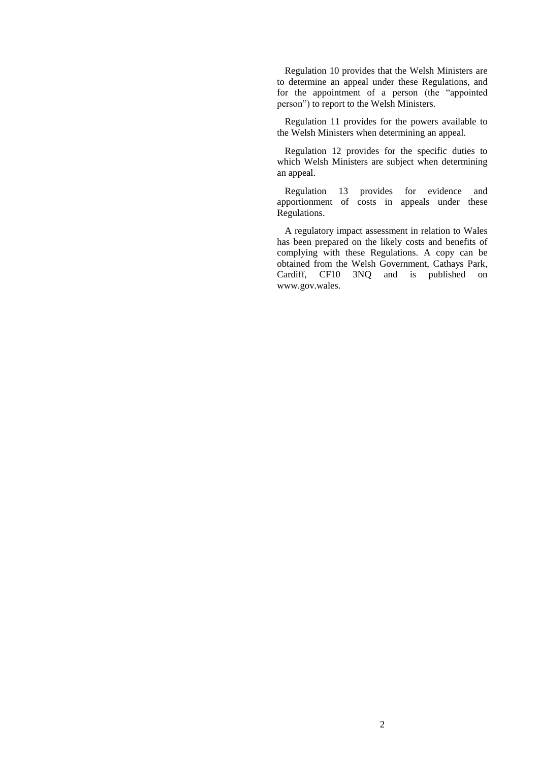Regulation 10 provides that the Welsh Ministers are to determine an appeal under these Regulations, and for the appointment of a person (the "appointed person") to report to the Welsh Ministers.

Regulation 11 provides for the powers available to the Welsh Ministers when determining an appeal.

Regulation 12 provides for the specific duties to which Welsh Ministers are subject when determining an appeal.

Regulation 13 provides for evidence and apportionment of costs in appeals under these Regulations.

A regulatory impact assessment in relation to Wales has been prepared on the likely costs and benefits of complying with these Regulations. A copy can be obtained from the Welsh Government, Cathays Park, Cardiff, CF10 3NQ and is published on www.gov.wales.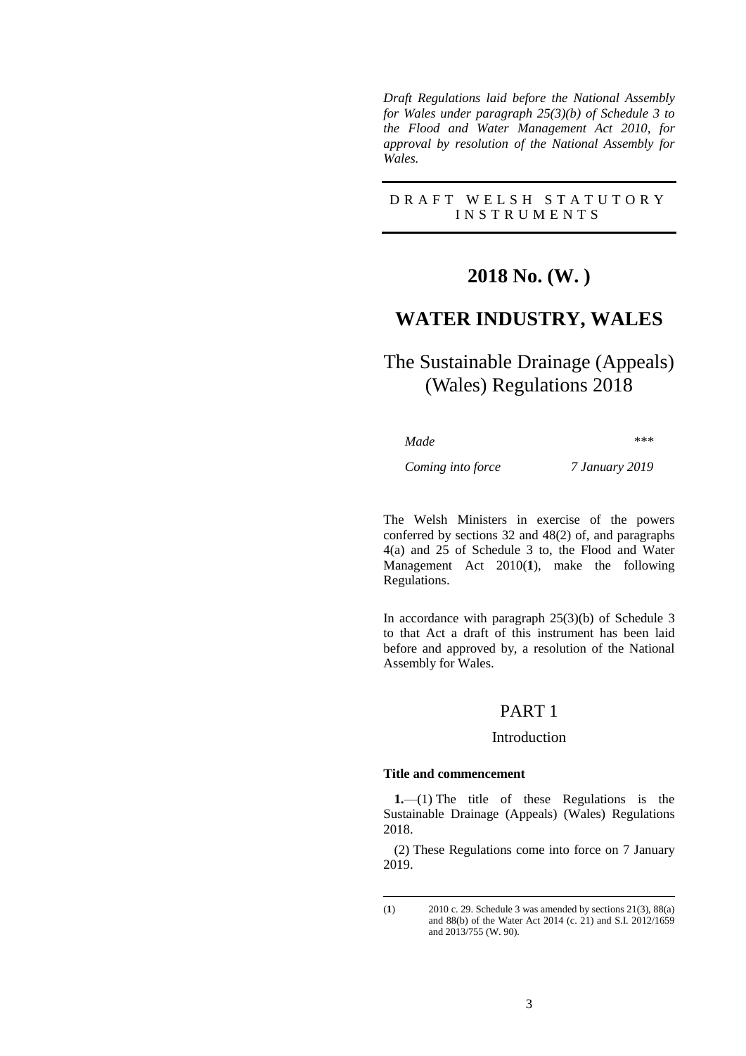*Draft Regulations laid before the National Assembly for Wales under paragraph 25(3)(b) of Schedule 3 to the Flood and Water Management Act 2010, for approval by resolution of the National Assembly for Wales.*

DRAFT WELSH STATUTORY INSTRUMENTS

# 2018 No. (W. )

# WATER INDUSTRY, WALES

## The Sustainable Drainage (Appeals) (Wales) Regulations 2018

| | |
|---|---|
| *Made* | *\*\*\** |
| *Coming into force* | *7 January 2019* |

The Welsh Ministers in exercise of the powers conferred by sections 32 and 48(2) of, and paragraphs 4(a) and 25 of Schedule 3 to, the Flood and Water Management Act 2010(**1**), make the following Regulations.

In accordance with paragraph 25(3)(b) of Schedule 3 to that Act a draft of this instrument has been laid before and approved by, a resolution of the National Assembly for Wales.

## PART 1

### Introduction

**Title and commencement**

**1.**—(1) The title of these Regulations is the Sustainable Drainage (Appeals) (Wales) Regulations 2018.

(2) These Regulations come into force on 7 January 2019.

---

(**1**) 2010 c. 29. Schedule 3 was amended by sections 21(3), 88(a) and 88(b) of the Water Act 2014 (c. 21) and S.I. 2012/1659 and 2013/755 (W. 90).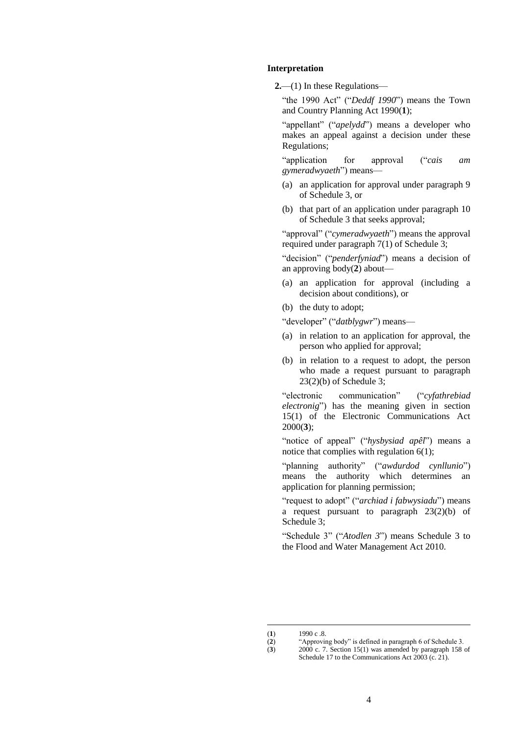### Interpretation

**2.**—(1) In these Regulations—

"the 1990 Act" ("*Deddf 1990*") means the Town and Country Planning Act 1990(**1**);

"appellant" ("*apelydd*") means a developer who makes an appeal against a decision under these Regulations;

"application for approval ("*cais am gymeradwyaeth*") means—

(a) an application for approval under paragraph 9 of Schedule 3, or

(b) that part of an application under paragraph 10 of Schedule 3 that seeks approval;

"approval" ("*cymeradwyaeth*") means the approval required under paragraph 7(1) of Schedule 3;

"decision" ("*penderfyniad*") means a decision of an approving body(**2**) about—

(a) an application for approval (including a decision about conditions), or

(b) the duty to adopt;

"developer" ("*datblygwr*") means—

(a) in relation to an application for approval, the person who applied for approval;

(b) in relation to a request to adopt, the person who made a request pursuant to paragraph 23(2)(b) of Schedule 3;

"electronic communication" ("*cyfathrebiad electronig*") has the meaning given in section 15(1) of the Electronic Communications Act 2000(**3**);

"notice of appeal" ("*hysbysiad apêl*") means a notice that complies with regulation 6(1);

"planning authority" ("*awdurdod cynllunio*") means the authority which determines an application for planning permission;

"request to adopt" ("*archiad i fabwysiadu*") means a request pursuant to paragraph 23(2)(b) of Schedule 3;

"Schedule 3" ("*Atodlen 3*") means Schedule 3 to the Flood and Water Management Act 2010.

---

(**1**) 1990 c .8.

(**2**) "Approving body" is defined in paragraph 6 of Schedule 3.

(**3**) 2000 c. 7. Section 15(1) was amended by paragraph 158 of Schedule 17 to the Communications Act 2003 (c. 21).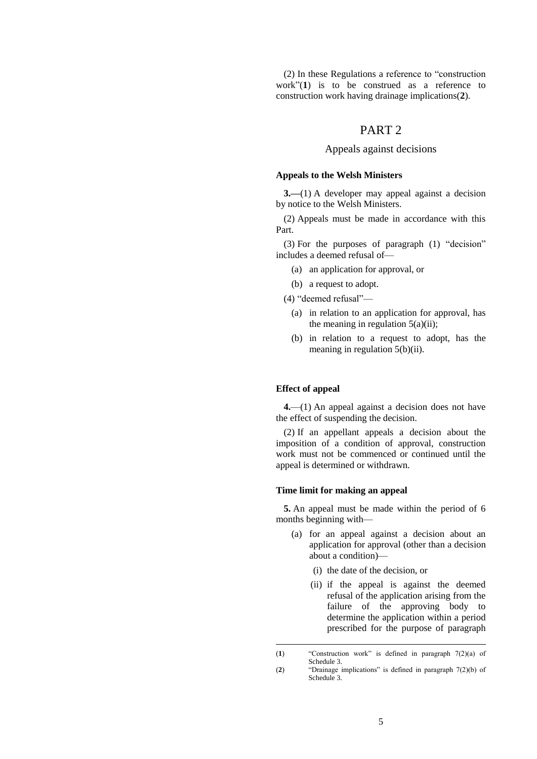(2) In these Regulations a reference to "construction work"(1) is to be construed as a reference to construction work having drainage implications(2).

# PART 2

## Appeals against decisions

### Appeals to the Welsh Ministers

**3.—**(1) A developer may appeal against a decision by notice to the Welsh Ministers.

(2) Appeals must be made in accordance with this Part.

(3) For the purposes of paragraph (1) "decision" includes a deemed refusal of—

- (a) an application for approval, or
- (b) a request to adopt.

(4) "deemed refusal"—

- (a) in relation to an application for approval, has the meaning in regulation 5(a)(ii);
- (b) in relation to a request to adopt, has the meaning in regulation 5(b)(ii).

### Effect of appeal

**4.**—(1) An appeal against a decision does not have the effect of suspending the decision.

(2) If an appellant appeals a decision about the imposition of a condition of approval, construction work must not be commenced or continued until the appeal is determined or withdrawn.

### Time limit for making an appeal

**5.** An appeal must be made within the period of 6 months beginning with—

- (a) for an appeal against a decision about an application for approval (other than a decision about a condition)—
  - (i) the date of the decision, or
  - (ii) if the appeal is against the deemed refusal of the application arising from the failure of the approving body to determine the application within a period prescribed for the purpose of paragraph

---

(1) "Construction work" is defined in paragraph 7(2)(a) of Schedule 3.

(2) "Drainage implications" is defined in paragraph 7(2)(b) of Schedule 3.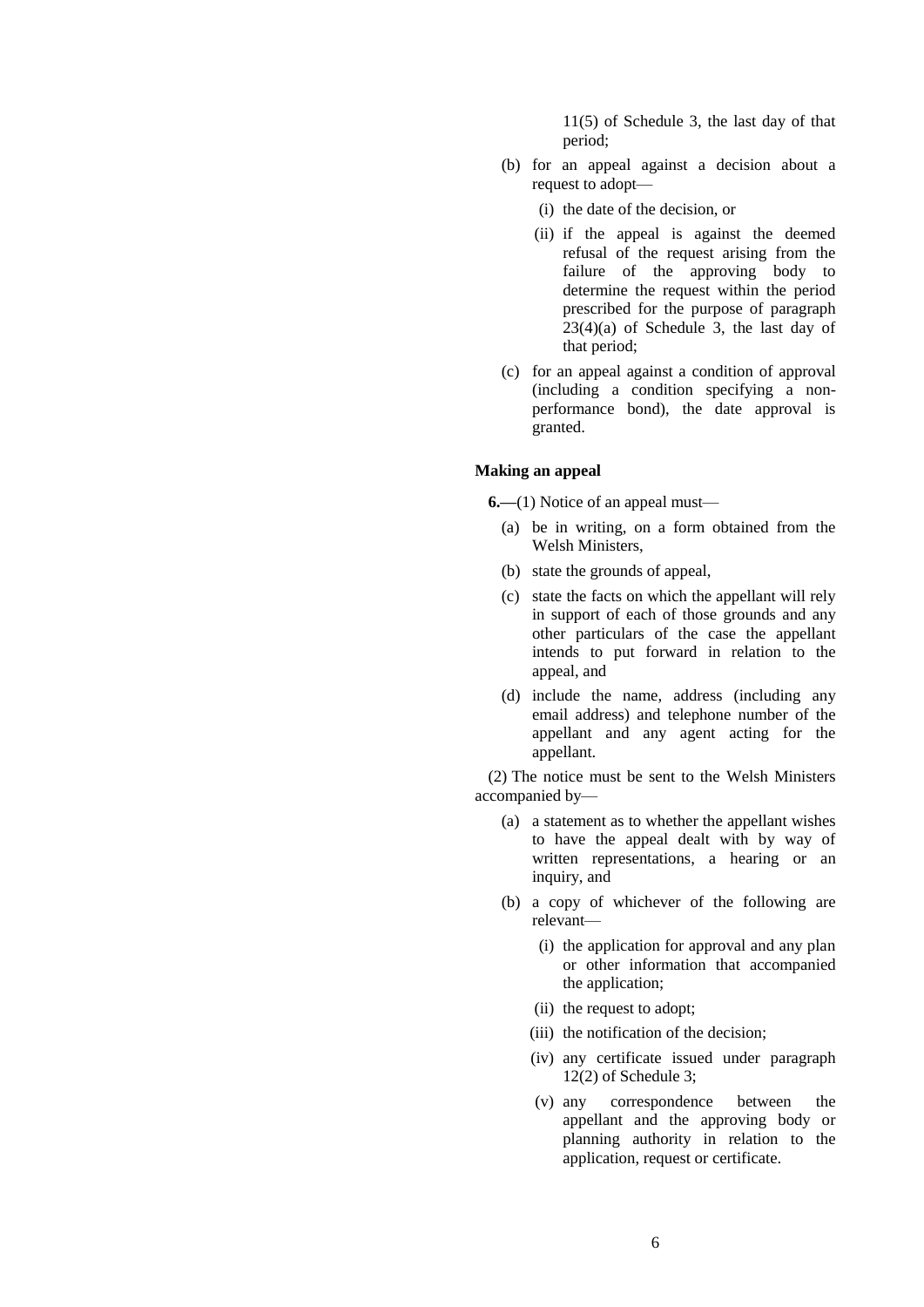11(5) of Schedule 3, the last day of that period;

(b) for an appeal against a decision about a request to adopt—

   (i) the date of the decision, or

   (ii) if the appeal is against the deemed refusal of the request arising from the failure of the approving body to determine the request within the period prescribed for the purpose of paragraph 23(4)(a) of Schedule 3, the last day of that period;

(c) for an appeal against a condition of approval (including a condition specifying a non-performance bond), the date approval is granted.

**Making an appeal**

**6.—**(1) Notice of an appeal must—

(a) be in writing, on a form obtained from the Welsh Ministers,

(b) state the grounds of appeal,

(c) state the facts on which the appellant will rely in support of each of those grounds and any other particulars of the case the appellant intends to put forward in relation to the appeal, and

(d) include the name, address (including any email address) and telephone number of the appellant and any agent acting for the appellant.

(2) The notice must be sent to the Welsh Ministers accompanied by—

(a) a statement as to whether the appellant wishes to have the appeal dealt with by way of written representations, a hearing or an inquiry, and

(b) a copy of whichever of the following are relevant—

   (i) the application for approval and any plan or other information that accompanied the application;

   (ii) the request to adopt;

   (iii) the notification of the decision;

   (iv) any certificate issued under paragraph 12(2) of Schedule 3;

   (v) any correspondence between the appellant and the approving body or planning authority in relation to the application, request or certificate.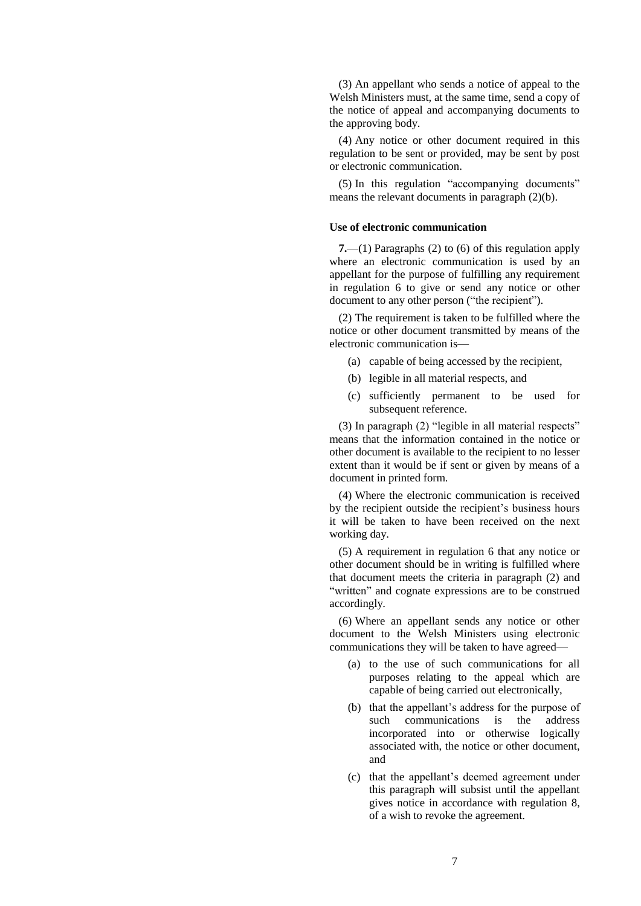(3) An appellant who sends a notice of appeal to the Welsh Ministers must, at the same time, send a copy of the notice of appeal and accompanying documents to the approving body.

(4) Any notice or other document required in this regulation to be sent or provided, may be sent by post or electronic communication.

(5) In this regulation "accompanying documents" means the relevant documents in paragraph (2)(b).

### Use of electronic communication

**7.**—(1) Paragraphs (2) to (6) of this regulation apply where an electronic communication is used by an appellant for the purpose of fulfilling any requirement in regulation 6 to give or send any notice or other document to any other person ("the recipient").

(2) The requirement is taken to be fulfilled where the notice or other document transmitted by means of the electronic communication is—

- (a) capable of being accessed by the recipient,
- (b) legible in all material respects, and
- (c) sufficiently permanent to be used for subsequent reference.

(3) In paragraph (2) "legible in all material respects" means that the information contained in the notice or other document is available to the recipient to no lesser extent than it would be if sent or given by means of a document in printed form.

(4) Where the electronic communication is received by the recipient outside the recipient's business hours it will be taken to have been received on the next working day.

(5) A requirement in regulation 6 that any notice or other document should be in writing is fulfilled where that document meets the criteria in paragraph (2) and "written" and cognate expressions are to be construed accordingly.

(6) Where an appellant sends any notice or other document to the Welsh Ministers using electronic communications they will be taken to have agreed—

- (a) to the use of such communications for all purposes relating to the appeal which are capable of being carried out electronically,
- (b) that the appellant's address for the purpose of such communications is the address incorporated into or otherwise logically associated with, the notice or other document, and
- (c) that the appellant's deemed agreement under this paragraph will subsist until the appellant gives notice in accordance with regulation 8, of a wish to revoke the agreement.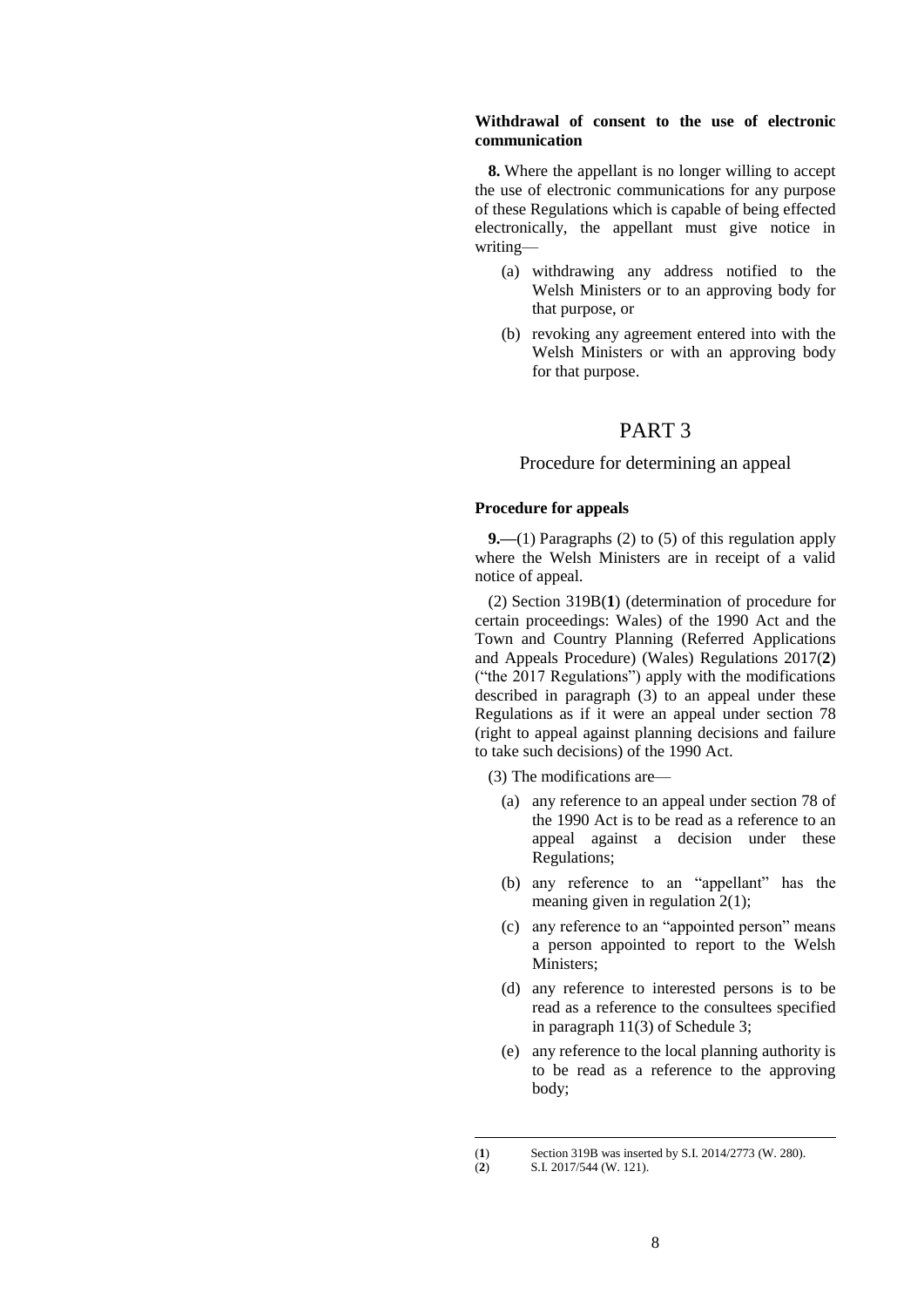**Withdrawal of consent to the use of electronic communication**

**8.** Where the appellant is no longer willing to accept the use of electronic communications for any purpose of these Regulations which is capable of being effected electronically, the appellant must give notice in writing—

(a) withdrawing any address notified to the Welsh Ministers or to an approving body for that purpose, or

(b) revoking any agreement entered into with the Welsh Ministers or with an approving body for that purpose.

# PART 3

## Procedure for determining an appeal

**Procedure for appeals**

**9.**—(1) Paragraphs (2) to (5) of this regulation apply where the Welsh Ministers are in receipt of a valid notice of appeal.

(2) Section 319B(**1**) (determination of procedure for certain proceedings: Wales) of the 1990 Act and the Town and Country Planning (Referred Applications and Appeals Procedure) (Wales) Regulations 2017(**2**) ("the 2017 Regulations") apply with the modifications described in paragraph (3) to an appeal under these Regulations as if it were an appeal under section 78 (right to appeal against planning decisions and failure to take such decisions) of the 1990 Act.

(3) The modifications are—

(a) any reference to an appeal under section 78 of the 1990 Act is to be read as a reference to an appeal against a decision under these Regulations;

(b) any reference to an "appellant" has the meaning given in regulation 2(1);

(c) any reference to an "appointed person" means a person appointed to report to the Welsh Ministers;

(d) any reference to interested persons is to be read as a reference to the consultees specified in paragraph 11(3) of Schedule 3;

(e) any reference to the local planning authority is to be read as a reference to the approving body;

---

(**1**) Section 319B was inserted by S.I. 2014/2773 (W. 280).

(**2**) S.I. 2017/544 (W. 121).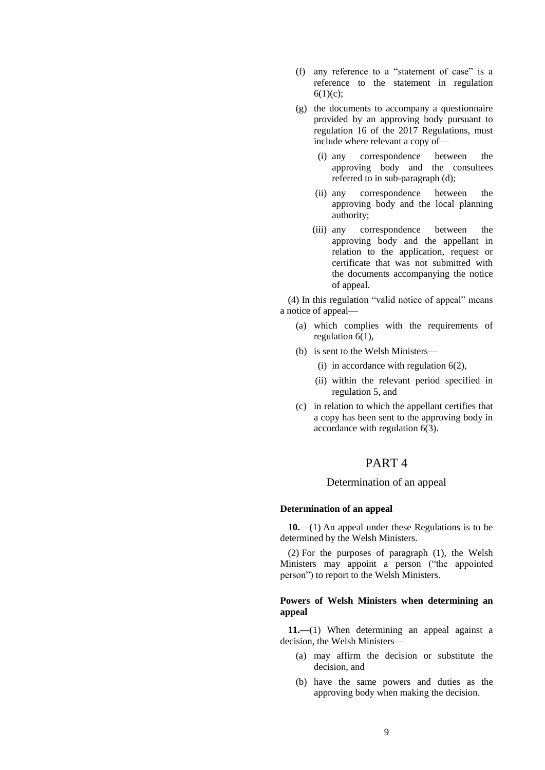(f) any reference to a "statement of case" is a reference to the statement in regulation 6(1)(c);

(g) the documents to accompany a questionnaire provided by an approving body pursuant to regulation 16 of the 2017 Regulations, must include where relevant a copy of—

  (i) any correspondence between the approving body and the consultees referred to in sub-paragraph (d);

  (ii) any correspondence between the approving body and the local planning authority;

  (iii) any correspondence between the approving body and the appellant in relation to the application, request or certificate that was not submitted with the documents accompanying the notice of appeal.

(4) In this regulation "valid notice of appeal" means a notice of appeal—

(a) which complies with the requirements of regulation 6(1),

(b) is sent to the Welsh Ministers—

  (i) in accordance with regulation 6(2),

  (ii) within the relevant period specified in regulation 5, and

(c) in relation to which the appellant certifies that a copy has been sent to the approving body in accordance with regulation 6(3).

# PART 4

## Determination of an appeal

### Determination of an appeal

**10.**—(1) An appeal under these Regulations is to be determined by the Welsh Ministers.

(2) For the purposes of paragraph (1), the Welsh Ministers may appoint a person ("the appointed person") to report to the Welsh Ministers.

### Powers of Welsh Ministers when determining an appeal

**11.—**(1) When determining an appeal against a decision, the Welsh Ministers—

(a) may affirm the decision or substitute the decision, and

(b) have the same powers and duties as the approving body when making the decision.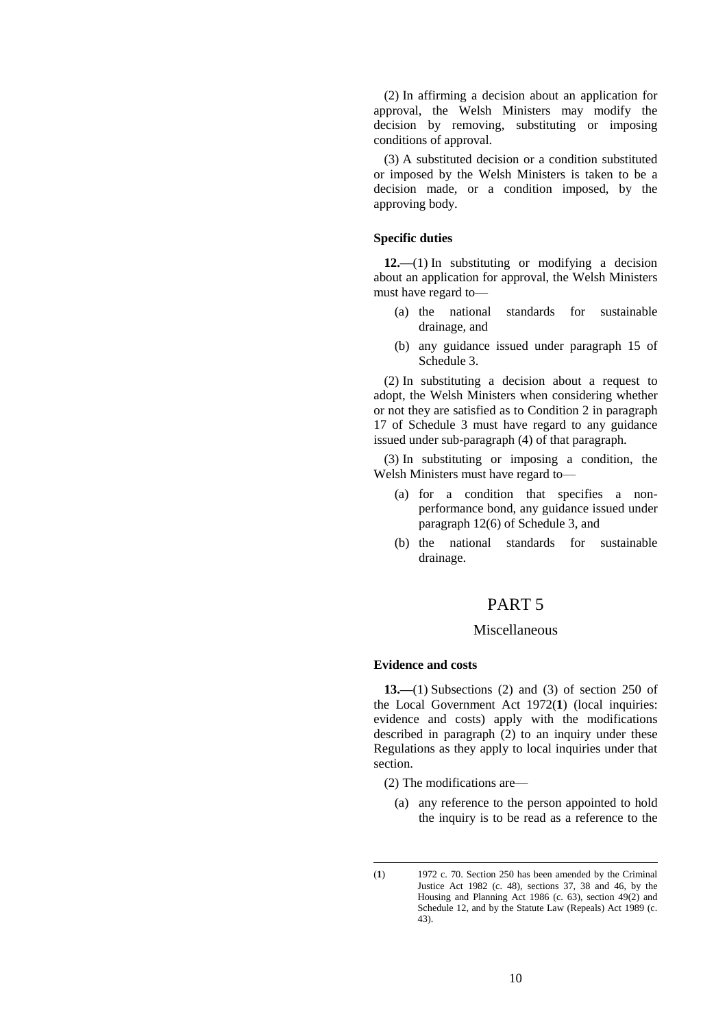(2) In affirming a decision about an application for approval, the Welsh Ministers may modify the decision by removing, substituting or imposing conditions of approval.

(3) A substituted decision or a condition substituted or imposed by the Welsh Ministers is taken to be a decision made, or a condition imposed, by the approving body.

**Specific duties**

**12.—**(1) In substituting or modifying a decision about an application for approval, the Welsh Ministers must have regard to—

(a) the national standards for sustainable drainage, and

(b) any guidance issued under paragraph 15 of Schedule 3.

(2) In substituting a decision about a request to adopt, the Welsh Ministers when considering whether or not they are satisfied as to Condition 2 in paragraph 17 of Schedule 3 must have regard to any guidance issued under sub-paragraph (4) of that paragraph.

(3) In substituting or imposing a condition, the Welsh Ministers must have regard to—

(a) for a condition that specifies a non-performance bond, any guidance issued under paragraph 12(6) of Schedule 3, and

(b) the national standards for sustainable drainage.

# PART 5

## Miscellaneous

**Evidence and costs**

**13.—**(1) Subsections (2) and (3) of section 250 of the Local Government Act 1972(**1**) (local inquiries: evidence and costs) apply with the modifications described in paragraph (2) to an inquiry under these Regulations as they apply to local inquiries under that section.

(2) The modifications are—

(a) any reference to the person appointed to hold the inquiry is to be read as a reference to the

---

(**1**) 1972 c. 70. Section 250 has been amended by the Criminal Justice Act 1982 (c. 48), sections 37, 38 and 46, by the Housing and Planning Act 1986 (c. 63), section 49(2) and Schedule 12, and by the Statute Law (Repeals) Act 1989 (c. 43).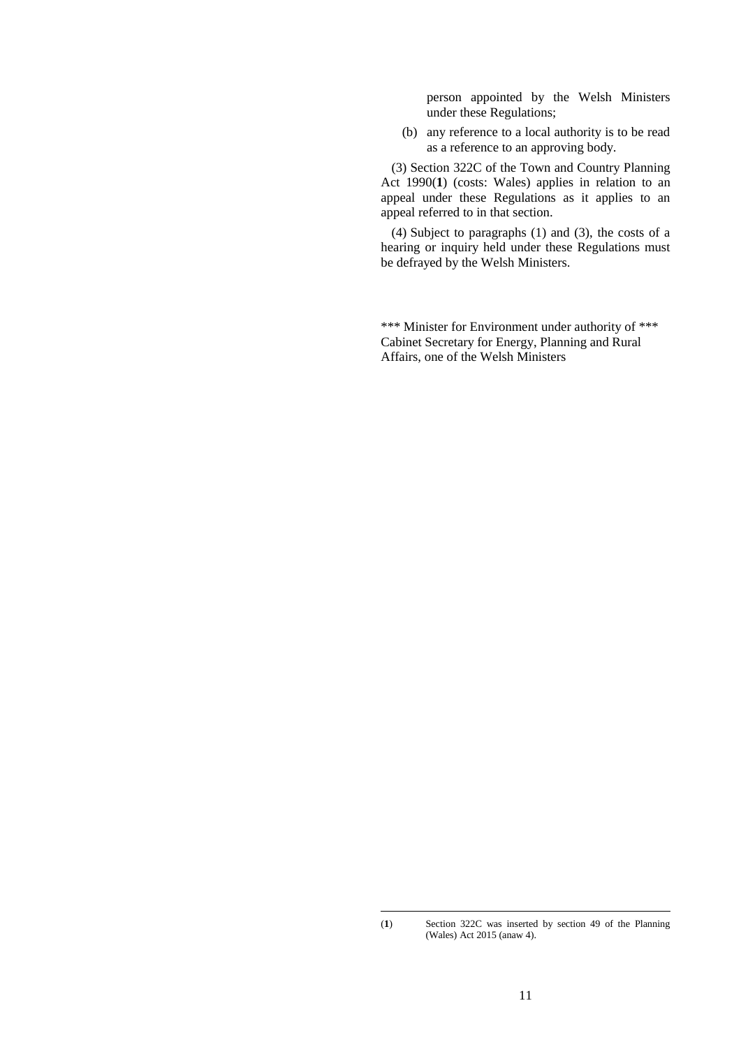person appointed by the Welsh Ministers under these Regulations;

(b) any reference to a local authority is to be read as a reference to an approving body.

(3) Section 322C of the Town and Country Planning Act 1990([1]) (costs: Wales) applies in relation to an appeal under these Regulations as it applies to an appeal referred to in that section.

(4) Subject to paragraphs (1) and (3), the costs of a hearing or inquiry held under these Regulations must be defrayed by the Welsh Ministers.

*** Minister for Environment under authority of ***
Cabinet Secretary for Energy, Planning and Rural Affairs, one of the Welsh Ministers

---

([1]) Section 322C was inserted by section 49 of the Planning (Wales) Act 2015 (anaw 4).